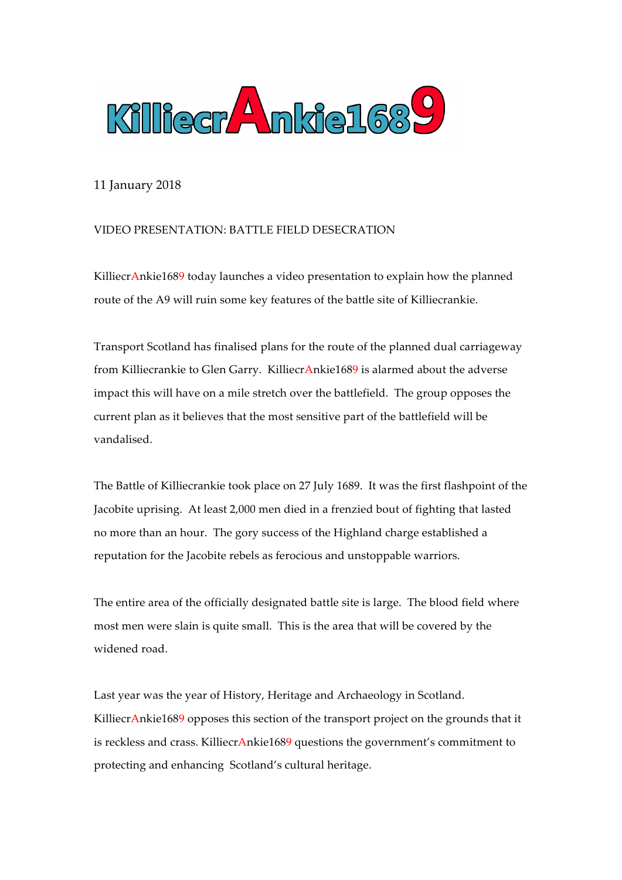# KilliecrAnkie1689

11 January 2018

VIDEO PRESENTATION: BATTLE FIELD DESECRATION

KilliecrAnkie1689 today launches a video presentation to explain how the planned route of the A9 will ruin some key features of the battle site of Killiecrankie.

Transport Scotland has finalised plans for the route of the planned dual carriageway from Killiecrankie to Glen Garry. KilliecrAnkie1689 is alarmed about the adverse impact this will have on a mile stretch over the battlefield. The group opposes the current plan as it believes that the most sensitive part of the battlefield will be vandalised.

The Battle of Killiecrankie took place on 27 July 1689. It was the first flashpoint of the Jacobite uprising. At least 2,000 men died in a frenzied bout of fighting that lasted no more than an hour. The gory success of the Highland charge established a reputation for the Jacobite rebels as ferocious and unstoppable warriors.

The entire area of the officially designated battle site is large. The blood field where most men were slain is quite small. This is the area that will be covered by the widened road.

Last year was the year of History, Heritage and Archaeology in Scotland. KilliecrAnkie1689 opposes this section of the transport project on the grounds that it is reckless and crass. KilliecrAnkie1689 questions the government's commitment to protecting and enhancing Scotland's cultural heritage.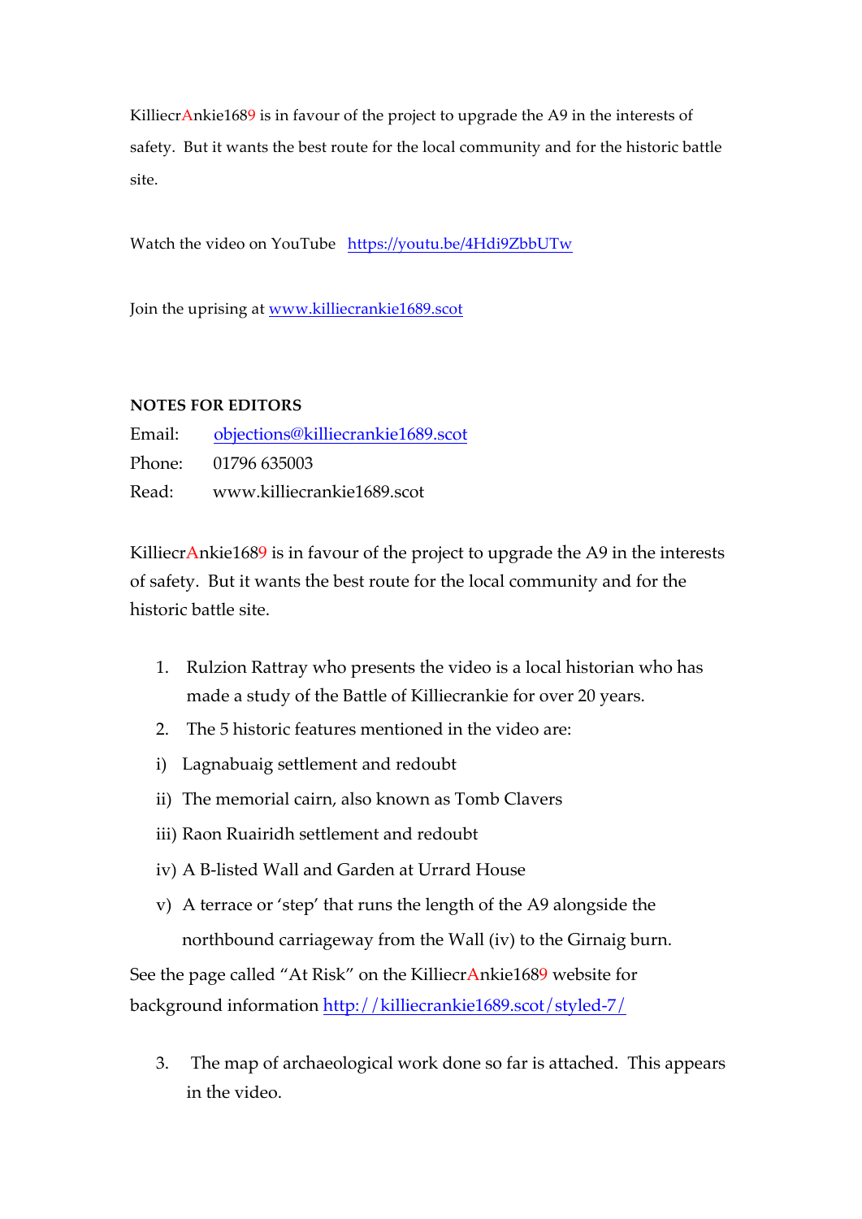KilliecrAnkie1689 is in favour of the project to upgrade the A9 in the interests of safety. But it wants the best route for the local community and for the historic battle site.

Watch the video on YouTube https://youtu.be/4Hdi9ZbbUTw

Join the uprising at www.killiecrankie1689.scot

**NOTES FOR EDITORS**

Email: objections@killiecrankie1689.scot
Phone: 01796 635003
Read: www.killiecrankie1689.scot

KilliecrAnkie1689 is in favour of the project to upgrade the A9 in the interests of safety. But it wants the best route for the local community and for the historic battle site.

1. Rulzion Rattray who presents the video is a local historian who has made a study of the Battle of Killiecrankie for over 20 years.
2. The 5 historic features mentioned in the video are:

i) Lagnabuaig settlement and redoubt

ii) The memorial cairn, also known as Tomb Clavers

iii) Raon Ruairidh settlement and redoubt

iv) A B-listed Wall and Garden at Urrard House

v) A terrace or 'step' that runs the length of the A9 alongside the northbound carriageway from the Wall (iv) to the Girnaig burn.

See the page called "At Risk" on the KilliecrAnkie1689 website for background information http://killiecrankie1689.scot/styled-7/

3. The map of archaeological work done so far is attached. This appears in the video.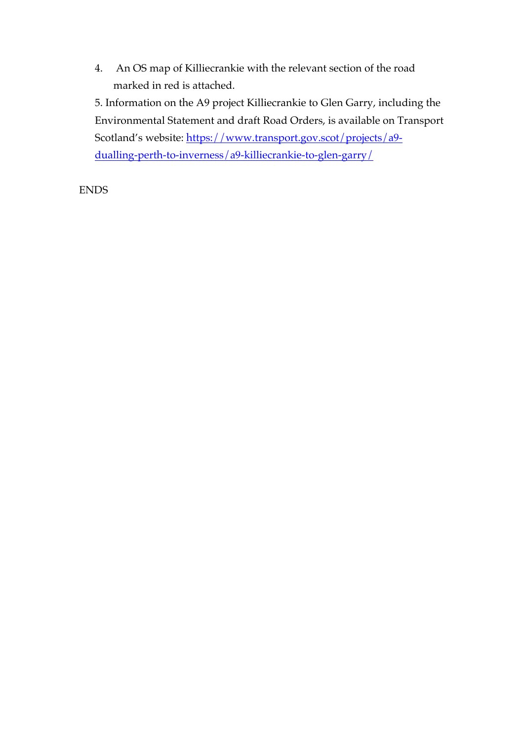4. An OS map of Killiecrankie with the relevant section of the road marked in red is attached.

5. Information on the A9 project Killiecrankie to Glen Garry, including the Environmental Statement and draft Road Orders, is available on Transport Scotland's website: [https://www.transport.gov.scot/projects/a9-dualling-perth-to-inverness/a9-killiecrankie-to-glen-garry/](https://www.transport.gov.scot/projects/a9-dualling-perth-to-inverness/a9-killiecrankie-to-glen-garry/)

ENDS